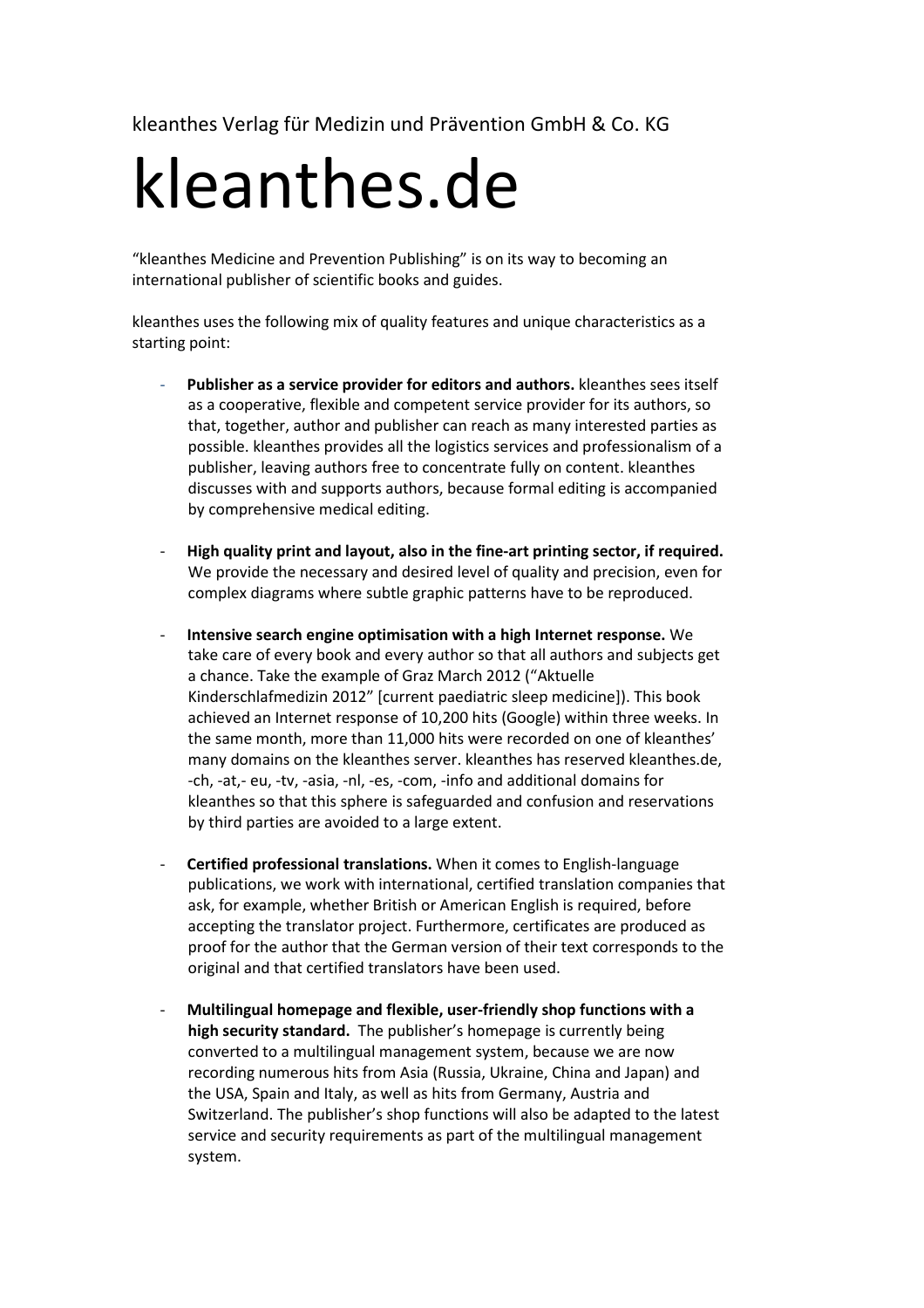kleanthes Verlag für Medizin und Prävention GmbH & Co. KG

# kleanthes.de

"kleanthes Medicine and Prevention Publishing" is on its way to becoming an international publisher of scientific books and guides.

kleanthes uses the following mix of quality features and unique characteristics as a starting point:

- **Publisher as a service provider for editors and authors.** kleanthes sees itself as a cooperative, flexible and competent service provider for its authors, so that, together, author and publisher can reach as many interested parties as possible. kleanthes provides all the logistics services and professionalism of a publisher, leaving authors free to concentrate fully on content. kleanthes discusses with and supports authors, because formal editing is accompanied by comprehensive medical editing.

- **High quality print and layout, also in the fine-art printing sector, if required.** We provide the necessary and desired level of quality and precision, even for complex diagrams where subtle graphic patterns have to be reproduced.

- **Intensive search engine optimisation with a high Internet response.** We take care of every book and every author so that all authors and subjects get a chance. Take the example of Graz March 2012 ("Aktuelle Kinderschlafmedizin 2012" [current paediatric sleep medicine]). This book achieved an Internet response of 10,200 hits (Google) within three weeks. In the same month, more than 11,000 hits were recorded on one of kleanthes' many domains on the kleanthes server. kleanthes has reserved kleanthes.de, -ch, -at,- eu, -tv, -asia, -nl, -es, -com, -info and additional domains for kleanthes so that this sphere is safeguarded and confusion and reservations by third parties are avoided to a large extent.

- **Certified professional translations.** When it comes to English-language publications, we work with international, certified translation companies that ask, for example, whether British or American English is required, before accepting the translator project. Furthermore, certificates are produced as proof for the author that the German version of their text corresponds to the original and that certified translators have been used.

- **Multilingual homepage and flexible, user-friendly shop functions with a high security standard.** The publisher's homepage is currently being converted to a multilingual management system, because we are now recording numerous hits from Asia (Russia, Ukraine, China and Japan) and the USA, Spain and Italy, as well as hits from Germany, Austria and Switzerland. The publisher's shop functions will also be adapted to the latest service and security requirements as part of the multilingual management system.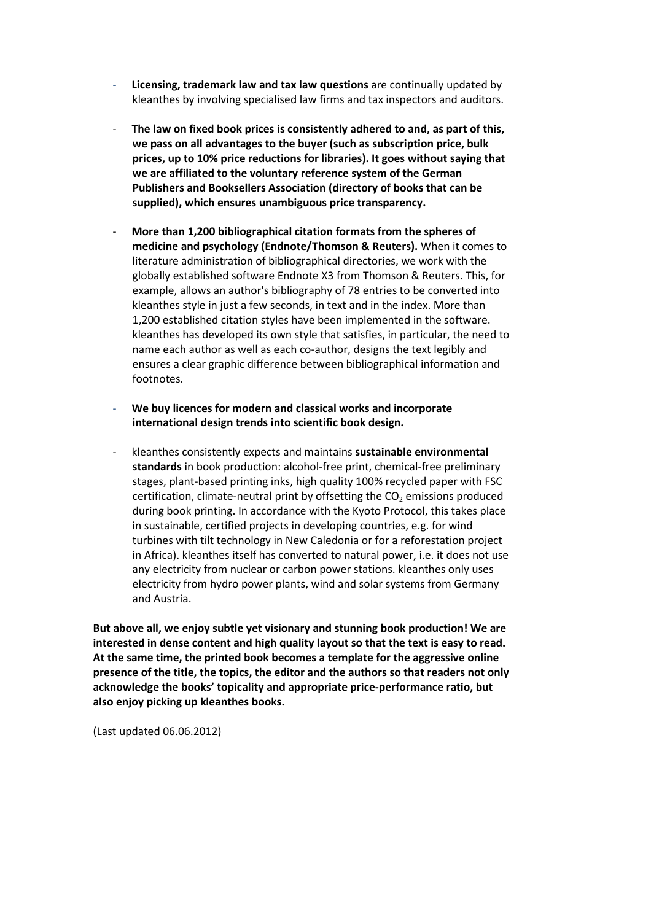- **Licensing, trademark law and tax law questions** are continually updated by kleanthes by involving specialised law firms and tax inspectors and auditors.

- **The law on fixed book prices is consistently adhered to and, as part of this, we pass on all advantages to the buyer (such as subscription price, bulk prices, up to 10% price reductions for libraries). It goes without saying that we are affiliated to the voluntary reference system of the German Publishers and Booksellers Association (directory of books that can be supplied), which ensures unambiguous price transparency.**

- **More than 1,200 bibliographical citation formats from the spheres of medicine and psychology (Endnote/Thomson & Reuters).** When it comes to literature administration of bibliographical directories, we work with the globally established software Endnote X3 from Thomson & Reuters. This, for example, allows an author's bibliography of 78 entries to be converted into kleanthes style in just a few seconds, in text and in the index. More than 1,200 established citation styles have been implemented in the software. kleanthes has developed its own style that satisfies, in particular, the need to name each author as well as each co-author, designs the text legibly and ensures a clear graphic difference between bibliographical information and footnotes.

- **We buy licences for modern and classical works and incorporate international design trends into scientific book design.**

- kleanthes consistently expects and maintains **sustainable environmental standards** in book production: alcohol-free print, chemical-free preliminary stages, plant-based printing inks, high quality 100% recycled paper with FSC certification, climate-neutral print by offsetting the $CO_2$ emissions produced during book printing. In accordance with the Kyoto Protocol, this takes place in sustainable, certified projects in developing countries, e.g. for wind turbines with tilt technology in New Caledonia or for a reforestation project in Africa). kleanthes itself has converted to natural power, i.e. it does not use any electricity from nuclear or carbon power stations. kleanthes only uses electricity from hydro power plants, wind and solar systems from Germany and Austria.

**But above all, we enjoy subtle yet visionary and stunning book production! We are interested in dense content and high quality layout so that the text is easy to read. At the same time, the printed book becomes a template for the aggressive online presence of the title, the topics, the editor and the authors so that readers not only acknowledge the books' topicality and appropriate price-performance ratio, but also enjoy picking up kleanthes books.**

(Last updated 06.06.2012)